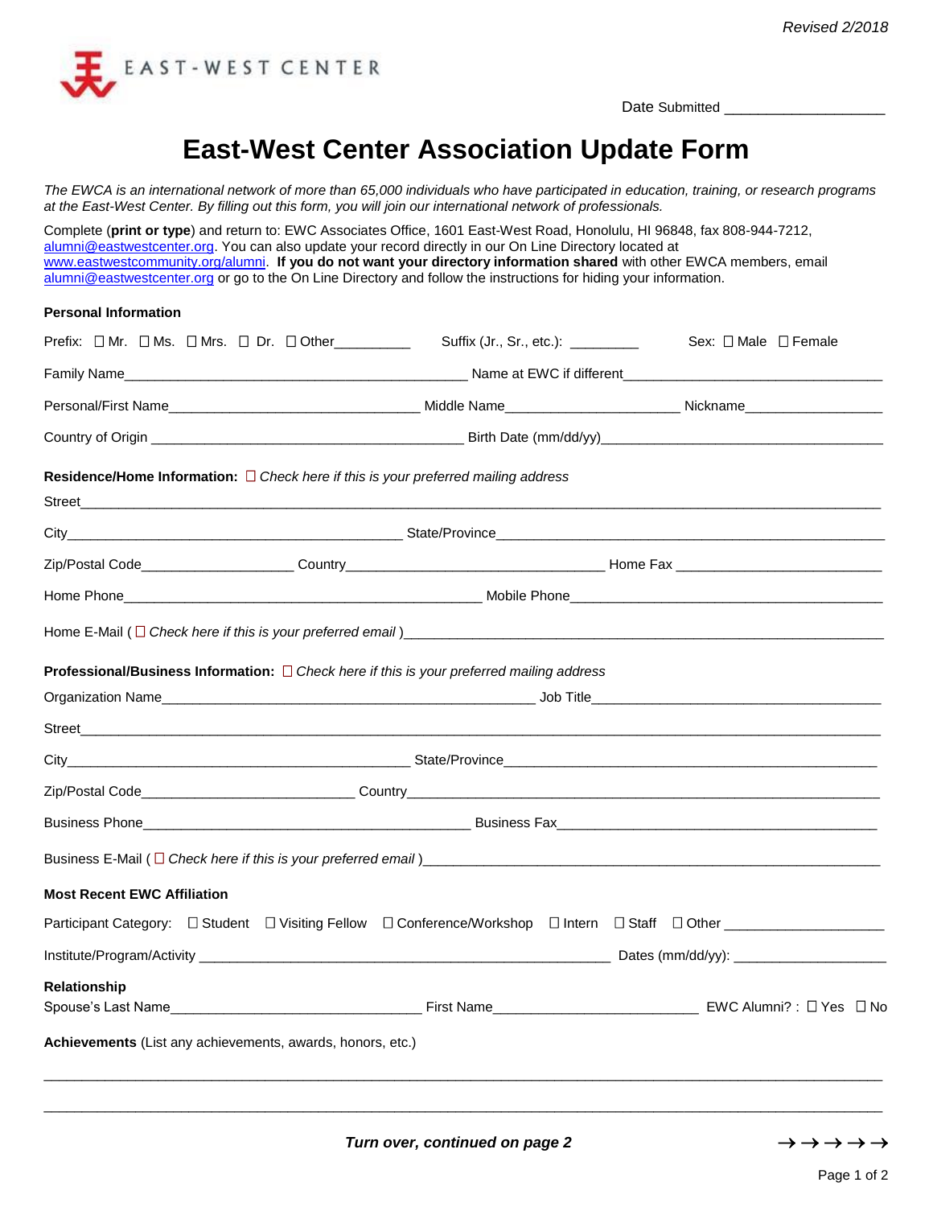Revised 2/2018

EAST-WEST CENTER

Date Submitted ___________________

# East-West Center Association Update Form

*The EWCA is an international network of more than 65,000 individuals who have participated in education, training, or research programs at the East-West Center. By filling out this form, you will join our international network of professionals.*

Complete (**print or type**) and return to: EWC Associates Office, 1601 East-West Road, Honolulu, HI 96848, fax 808-944-7212, alumni@eastwestcenter.org. You can also update your record directly in our On Line Directory located at www.eastwestcommunity.org/alumni. **If you do not want your directory information shared** with other EWCA members, email alumni@eastwestcenter.org or go to the On Line Directory and follow the instructions for hiding your information.

**Personal Information**

Prefix: ☐ Mr. ☐ Ms. ☐ Mrs. ☐ Dr. ☐ Other__________ Suffix (Jr., Sr., etc.): _________ Sex: ☐ Male ☐ Female

Family Name_____________________________________________ Name at EWC if different__________________________________

Personal/First Name_________________________________ Middle Name______________________ Nickname_________________

Country of Origin _________________________________________ Birth Date (mm/dd/yy)_____________________________________

**Residence/Home Information:** ☐ *Check here if this is your preferred mailing address*

Street__________________________________________________________________________________________________

City____________________________________________ State/Province_________________________________________________

Zip/Postal Code____________________ Country_________________________________ Home Fax __________________________

Home Phone_______________________________________________ Mobile Phone_________________________________________

Home E-Mail ( ☐ *Check here if this is your preferred email* )_____________________________________________________________

**Professional/Business Information:** ☐ *Check here if this is your preferred mailing address*

Organization Name_________________________________________________ Job Title_____________________________________

Street__________________________________________________________________________________________________

City____________________________________________ State/Province_______________________________________________

Zip/Postal Code___________________________ Country_______________________________________________________________

Business Phone___________________________________________ Business Fax__________________________________________

Business E-Mail ( ☐ *Check here if this is your preferred email* )__________________________________________________________

**Most Recent EWC Affiliation**

Participant Category: ☐ Student ☐ Visiting Fellow ☐ Conference/Workshop ☐ Intern ☐ Staff ☐ Other ___________________

Institute/Program/Activity _______________________________________________________ Dates (mm/dd/yy): ___________________

**Relationship**

Spouse's Last Name________________________________ First Name__________________________ EWC Alumni? : ☐ Yes ☐ No

**Achievements** (List any achievements, awards, honors, etc.)

_______________________________________________________________________________________________________

_______________________________________________________________________________________________________

***Turn over, continued on page 2*** →→→→→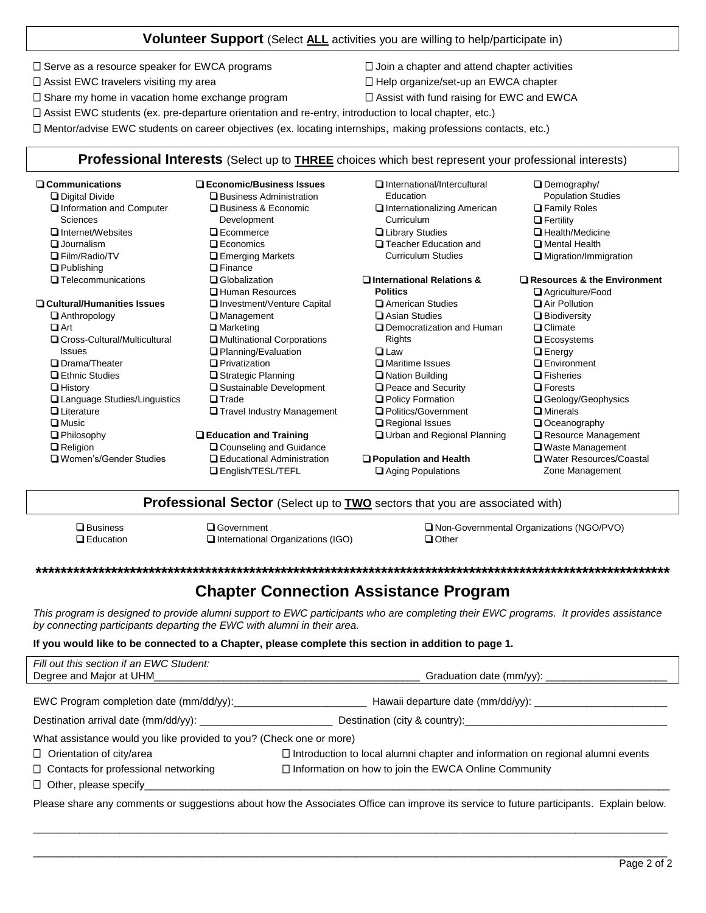## Volunteer Support (Select **ALL** activities you are willing to help/participate in)

- ☐ Serve as a resource speaker for EWCA programs
- ☐ Join a chapter and attend chapter activities
- ☐ Assist EWC travelers visiting my area
- ☐ Help organize/set-up an EWCA chapter
- ☐ Share my home in vacation home exchange program
- ☐ Assist with fund raising for EWC and EWCA
- ☐ Assist EWC students (ex. pre-departure orientation and re-entry, introduction to local chapter, etc.)
- ☐ Mentor/advise EWC students on career objectives (ex. locating internships, making professions contacts, etc.)

## Professional Interests (Select up to **THREE** choices which best represent your professional interests)

- ❑ **Communications**
  - ❑ Digital Divide
  - ❑ Information and Computer Sciences
  - ❑ Internet/Websites
  - ❑ Journalism
  - ❑ Film/Radio/TV
  - ❑ Publishing
  - ❑ Telecommunications
- ❑ **Cultural/Humanities Issues**
  - ❑ Anthropology
  - ❑ Art
  - ❑ Cross-Cultural/Multicultural Issues
  - ❑ Drama/Theater
  - ❑ Ethnic Studies
  - ❑ History
  - ❑ Language Studies/Linguistics
  - ❑ Literature
  - ❑ Music
  - ❑ Philosophy
  - ❑ Religion
  - ❑ Women's/Gender Studies
- ❑ **Economic/Business Issues**
  - ❑ Business Administration
  - ❑ Business & Economic Development
  - ❑ Ecommerce
  - ❑ Economics
  - ❑ Emerging Markets
  - ❑ Finance
  - ❑ Globalization
  - ❑ Human Resources
  - ❑ Investment/Venture Capital
  - ❑ Management
  - ❑ Marketing
  - ❑ Multinational Corporations
  - ❑ Planning/Evaluation
  - ❑ Privatization
  - ❑ Strategic Planning
  - ❑ Sustainable Development
  - ❑ Trade
  - ❑ Travel Industry Management
- ❑ **Education and Training**
  - ❑ Counseling and Guidance
  - ❑ Educational Administration
  - ❑ English/TESL/TEFL
  - ❑ International/Intercultural Education
  - ❑ Internationalizing American Curriculum
  - ❑ Library Studies
  - ❑ Teacher Education and Curriculum Studies
- ❑ **International Relations & Politics**
  - ❑ American Studies
  - ❑ Asian Studies
  - ❑ Democratization and Human Rights
  - ❑ Law
  - ❑ Maritime Issues
  - ❑ Nation Building
  - ❑ Peace and Security
  - ❑ Policy Formation
  - ❑ Politics/Government
  - ❑ Regional Issues
  - ❑ Urban and Regional Planning
- ❑ **Population and Health**
  - ❑ Aging Populations
  - ❑ Demography/ Population Studies
  - ❑ Family Roles
  - ❑ Fertility
  - ❑ Health/Medicine
  - ❑ Mental Health
  - ❑ Migration/Immigration
- ❑ **Resources & the Environment**
  - ❑ Agriculture/Food
  - ❑ Air Pollution
  - ❑ Biodiversity
  - ❑ Climate
  - ❑ Ecosystems
  - ❑ Energy
  - ❑ Environment
  - ❑ Fisheries
  - ❑ Forests
  - ❑ Geology/Geophysics
  - ❑ Minerals
  - ❑ Oceanography
  - ❑ Resource Management
  - ❑ Waste Management
  - ❑ Water Resources/Coastal Zone Management

## Professional Sector (Select up to **TWO** sectors that you are associated with)

- ❑ Business
- ❑ Education
- ❑ Government
- ❑ International Organizations (IGO)
- ❑ Non-Governmental Organizations (NGO/PVO)
- ❑ Other

**************************************************************************************************

# Chapter Connection Assistance Program

*This program is designed to provide alumni support to EWC participants who are completing their EWC programs. It provides assistance by connecting participants departing the EWC with alumni in their area.*

**If you would like to be connected to a Chapter, please complete this section in addition to page 1.**

*Fill out this section if an EWC Student:*

Degree and Major at UHM_______________________________________________ Graduation date (mm/yy): _____________________

EWC Program completion date (mm/dd/yy):_______________________ Hawaii departure date (mm/dd/yy): _______________________

Destination arrival date (mm/dd/yy): _______________________ Destination (city & country):___________________________________

What assistance would you like provided to you? (Check one or more)

- ☐ Orientation of city/area
- ☐ Introduction to local alumni chapter and information on regional alumni events
- ☐ Contacts for professional networking
- ☐ Information on how to join the EWCA Online Community
- ☐ Other, please specify____________________________________________________________________________________________

Please share any comments or suggestions about how the Associates Office can improve its service to future participants. Explain below.

______________________________________________________________________________________________________________

______________________________________________________________________________________________________________